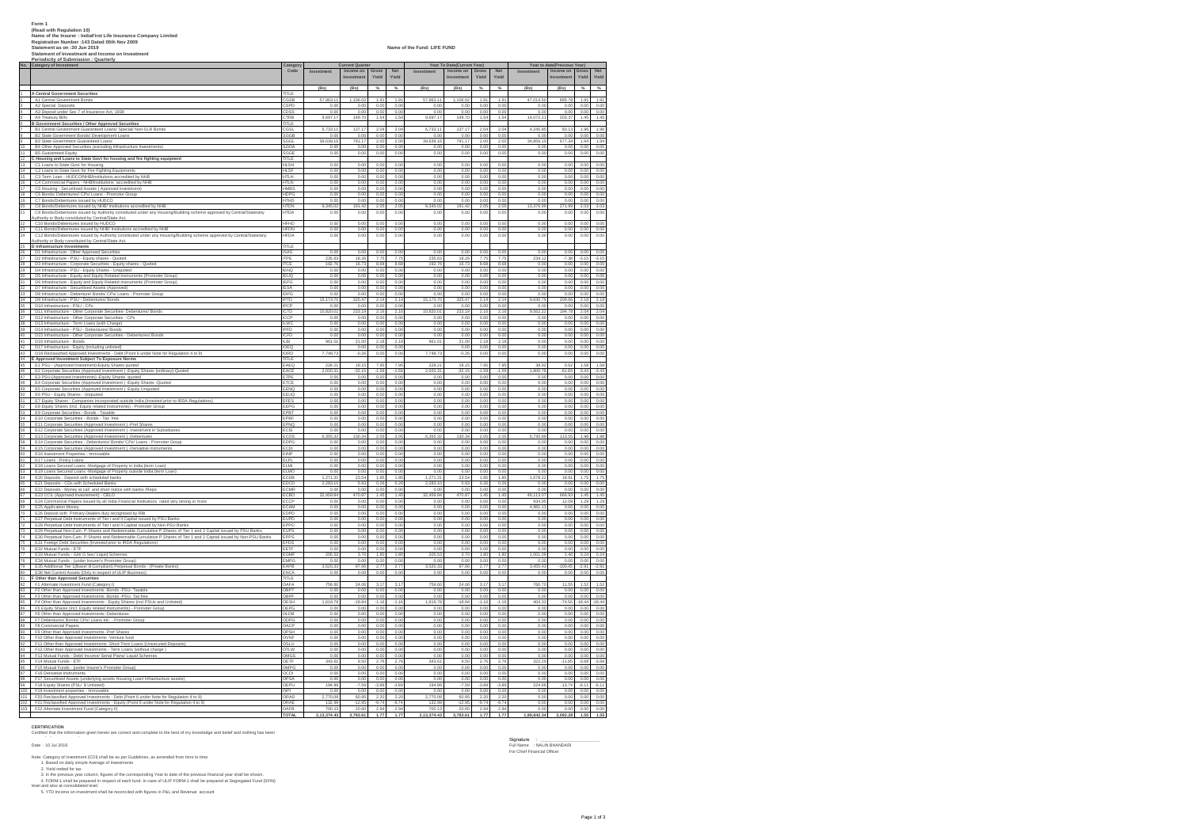**Form 1**
**(Read with Regulation 10)**
**Name of the Insurer : IndiaFirst Life Insurance Company Limited**
**Registration Number :143 Dated 05th Nov 2009**
**Statement as on :30 Jun 2019**
**Statement of Investment and Income on Investment**
**Periodicity of Submission : Quarterly**

**Name of the Fund: LIFE FUND**

| No. | Category of Investment | Category Code | Current Quarter | | | | Year To Date(Current Year) | | | | Year to date(Previous Year) | | | |
|---|---|---|---|---|---|---|---|---|---|---|---|---|---|---|
| | | | Investment | Income on Investment | Gross Yield | Net Yield | Investment | Income on Investment | Gross Yield | Net Yield | Investment | Income on Investment | Gross Yield | Net Yield |
| | | | (Rs) | (Rs) | % | % | (Rs) | (Rs) | % | % | (Rs) | (Rs) | % | % |
| 1 | A Central Government Securities | TITLE | | | | | | | | | | | | |
| 2 | A1 Central Government Bonds | CGSB | 57,963.11 | 1,106.02 | 1.91 | 1.91 | 57,963.11 | 1,106.02 | 1.91 | 1.91 | 47,014.50 | 895.79 | 1.91 | 1.91 |
| 3 | A2 Special Deposits | CSPD | 0.00 | 0.00 | 0.00 | 0.00 | 0.00 | 0.00 | 0.00 | 0.00 | 0.00 | 0.00 | 0.00 | 0.00 |
| 4 | A3 Deposit under Sec 7 of Insurance Act, 1938 | CDSS | 0.00 | 0.00 | 0.00 | 0.00 | 0.00 | 0.00 | 0.00 | 0.00 | 0.00 | 0.00 | 0.00 | 0.00 |
| 5 | A4 Treasury Bills | CTRB | 9,697.17 | 149.70 | 1.54 | 1.54 | 9,697.17 | 149.70 | 1.54 | 1.54 | 14,072.21 | 203.37 | 1.45 | 1.45 |
| 6 | B Government Securities / Other Approved Securities | TITLE | | | | | | | | | | | | |
| 7 | B1 Central Government Guaranteed Loans/ Special/ Non-SLR Bonds | CGSL | 6,733.11 | 137.17 | 2.04 | 2.04 | 6,733.11 | 137.17 | 2.04 | 2.04 | 4,245.85 | 83.13 | 1.96 | 1.96 |
| 8 | B2 State Government Bonds/ Development Loans | SGGB | 0.00 | 0.00 | 0.00 | 0.00 | 0.00 | 0.00 | 0.00 | 0.00 | 0.00 | 0.00 | 0.00 | 0.00 |
| 9 | B3 State Government Guaranteed Loans | SGGL | 39,639.16 | 791.17 | 2.00 | 2.00 | 39,639.16 | 791.17 | 2.00 | 2.00 | 34,859.19 | 677.34 | 1.94 | 1.94 |
| 10 | B4 Other Approved Securities (excluding Infrastructure Investments) | SGOA | 0.00 | 0.00 | 0.00 | 0.00 | 0.00 | 0.00 | 0.00 | 0.00 | 0.00 | 0.00 | 0.00 | 0.00 |
| 11 | B5 Guaranteed Equity | SGGE | 0.00 | 0.00 | 0.00 | 0.00 | 0.00 | 0.00 | 0.00 | 0.00 | 0.00 | 0.00 | 0.00 | 0.00 |
| 12 | C Housing and Loans to State Govt for housing and fire fighting equipment | TITLE | | | | | | | | | | | | |
| 13 | C1 Loans to State Govt. for Housing | HLSH | 0.00 | 0.00 | 0.00 | 0.00 | 0.00 | 0.00 | 0.00 | 0.00 | 0.00 | 0.00 | 0.00 | 0.00 |
| 14 | C2 Loans to State Govt. for Fire Fighting Equipments | HLSF | 0.00 | 0.00 | 0.00 | 0.00 | 0.00 | 0.00 | 0.00 | 0.00 | 0.00 | 0.00 | 0.00 | 0.00 |
| 15 | C3 Term Loan - HUDCO/NHB/Institutions accredited by NHB | HTLH | 0.00 | 0.00 | 0.00 | 0.00 | 0.00 | 0.00 | 0.00 | 0.00 | 0.00 | 0.00 | 0.00 | 0.00 |
| 16 | C4 Commercial Papers - NHB/Institutions accredited by NHB | HTLN | 0.00 | 0.00 | 0.00 | 0.00 | 0.00 | 0.00 | 0.00 | 0.00 | 0.00 | 0.00 | 0.00 | 0.00 |
| 17 | C5 Housing - Securitised Assets ( Approved Investment) | HMBS | 0.00 | 0.00 | 0.00 | 0.00 | 0.00 | 0.00 | 0.00 | 0.00 | 0.00 | 0.00 | 0.00 | 0.00 |
| 18 | C6 Bonds/ Debentures/ CPs/ Loans - Promotor Group | HDPG | 0.00 | 0.00 | 0.00 | 0.00 | 0.00 | 0.00 | 0.00 | 0.00 | 0.00 | 0.00 | 0.00 | 0.00 |
| 19 | C7 Bonds/Debentures issued by HUDCO | HTHD | 0.00 | 0.00 | 0.00 | 0.00 | 0.00 | 0.00 | 0.00 | 0.00 | 0.00 | 0.00 | 0.00 | 0.00 |
| 20 | C8 Bonds/Debentures issued by NHB/ Institutions accredited by NHB | HTDN | 9,345.02 | 191.42 | 2.05 | 2.05 | 9,345.02 | 191.42 | 2.05 | 2.05 | 13,376.98 | 271.99 | 2.03 | 2.03 |
| 21 | C9 Bonds/Debentures issued by Authority constituted under any Housing/Building scheme approved by Central/State/any Authority or Body constituted by Central/State Act. | HTDA | 0.00 | 0.00 | 0.00 | 0.00 | 0.00 | 0.00 | 0.00 | 0.00 | 0.00 | 0.00 | 0.00 | 0.00 |
| 22 | C10 Bonds/Debentures issued by HUDCO | HFHD | 0.00 | 0.00 | 0.00 | 0.00 | 0.00 | 0.00 | 0.00 | 0.00 | 0.00 | 0.00 | 0.00 | 0.00 |
| 23 | C11 Bonds/Debentures issued by NHB/ Institutions accredited by NHB | HFDN | 0.00 | 0.00 | 0.00 | 0.00 | 0.00 | 0.00 | 0.00 | 0.00 | 0.00 | 0.00 | 0.00 | 0.00 |
| 24 | C12 Bonds/Debentures issued by Authority constituted under any Housing/Building scheme approved by Central/State/any Authority or Body constituted by Central/State Act. | HFDA | 0.00 | 0.00 | 0.00 | 0.00 | 0.00 | 0.00 | 0.00 | 0.00 | 0.00 | 0.00 | 0.00 | 0.00 |
| 25 | D Infrastructure Investments | TITLE | | | | | | | | | | | | |
| 26 | D1 Infrastructure - Other Approved Securities | ISAS | 0.00 | 0.00 | 0.00 | 0.00 | 0.00 | 0.00 | 0.00 | 0.00 | 0.00 | 0.00 | 0.00 | 0.00 |
| 27 | D2 Infrastructure - PSU - Equity shares - Quoted | ITPE | 235.63 | 18.26 | 7.75 | 7.75 | 235.63 | 18.26 | 7.75 | 7.75 | 234.12 | -7.36 | -3.15 | -3.15 |
| 28 | D3 Infrastructure - Corporate Securities - Equity shares - Quoted | ITCE | 192.76 | 16.73 | 8.68 | 8.68 | 192.76 | 16.73 | 8.68 | 8.68 | 0.00 | 0.00 | 0.00 | 0.00 |
| 29 | D4 Infrastructure - PSU - Equity Shares - Unquoted | IENQ | 0.00 | 0.00 | 0.00 | 0.00 | 0.00 | 0.00 | 0.00 | 0.00 | 0.00 | 0.00 | 0.00 | 0.00 |
| 30 | D5 Infrastructure - Equity and Equity Related Instruments (Promoter Group) | IEUQ | 0.00 | 0.00 | 0.00 | 0.00 | 0.00 | 0.00 | 0.00 | 0.00 | 0.00 | 0.00 | 0.00 | 0.00 |
| 31 | D6 Infrastructure - Equity and Equity Related Instruments (Promoter Group) | IEPG | 0.00 | 0.00 | 0.00 | 0.00 | 0.00 | 0.00 | 0.00 | 0.00 | 0.00 | 0.00 | 0.00 | 0.00 |
| 32 | D7 Infrastructure - Securitised Assets (Approved) | IESA | 0.00 | 0.00 | 0.00 | 0.00 | 0.00 | 0.00 | 0.00 | 0.00 | 0.00 | 0.00 | 0.00 | 0.00 |
| 33 | D8 Infrastructure - Debenture/ Bonds/ CPs/ Loans - Promoter Group | IDPG | 0.00 | 0.00 | 0.00 | 0.00 | 0.00 | 0.00 | 0.00 | 0.00 | 0.00 | 0.00 | 0.00 | 0.00 |
| 34 | D9 Infrastructure - PSU - Debentures/ Bonds | IPTD | 15,173.70 | 325.47 | 2.14 | 2.14 | 15,173.70 | 325.47 | 2.14 | 2.14 | 9,630.79 | 209.66 | 2.18 | 2.18 |
| 35 | D10 Infrastructure - PSU - CPs | IPCP | 0.00 | 0.00 | 0.00 | 0.00 | 0.00 | 0.00 | 0.00 | 0.00 | 0.00 | 0.00 | 0.00 | 0.00 |
| 36 | D11 Infrastructure - Other Corporate Securities- Debentures/ Bonds | ICTD | 10,820.01 | 233.19 | 2.16 | 2.16 | 10,820.01 | 233.19 | 2.16 | 2.16 | 9,562.22 | 194.78 | 2.04 | 2.04 |
| 37 | D12 Infrastructure - Other Corporate Securities - CPs | ICCP | 0.00 | 0.00 | 0.00 | 0.00 | 0.00 | 0.00 | 0.00 | 0.00 | 0.00 | 0.00 | 0.00 | 0.00 |
| 38 | D13 Infrastructure - Term Loans (with Charge) | ILWC | 0.00 | 0.00 | 0.00 | 0.00 | 0.00 | 0.00 | 0.00 | 0.00 | 0.00 | 0.00 | 0.00 | 0.00 |
| 39 | D14 Infrastructure - PSU - Debentures/ Bonds | IPFD | 0.00 | 0.00 | 0.00 | 0.00 | 0.00 | 0.00 | 0.00 | 0.00 | 0.00 | 0.00 | 0.00 | 0.00 |
| 40 | D15 Infrastructure - Other Corporate Securities - Debentures/ Bonds | ICFD | 0.00 | 0.00 | 0.00 | 0.00 | 0.00 | 0.00 | 0.00 | 0.00 | 0.00 | 0.00 | 0.00 | 0.00 |
| 41 | D16 Infrastructure - Bonds | ILBI | 961.01 | 21.00 | 2.18 | 2.18 | 961.01 | 21.00 | 2.18 | 2.18 | 0.00 | 0.00 | 0.00 | 0.00 |
| 42 | D17 Infrastructure - Equity (including unlisted) | IOEQ | 0.00 | 0.00 | 0.00 | 0.00 | 0.00 | 0.00 | 0.00 | 0.00 | 0.00 | 0.00 | 0.00 | 0.00 |
| 43 | D18 Reclassified Approved Investments - Debt (Point 6 under Note for Regulation 4 to 9) | IORD | 7,748.73 | -0.26 | 0.00 | 0.00 | 7,748.73 | -0.26 | 0.00 | 0.00 | 0.00 | 0.00 | 0.00 | 0.00 |
| 44 | E Approved Investment Subject To Exposure Norms | TITLE | | | | | | | | | | | | |
| 45 | E1 PSU - (Approved Investment)-Equity Shares quoted | EAEQ | 228.21 | 18.15 | 7.95 | 7.95 | 228.21 | 18.15 | 7.95 | 7.95 | 38.92 | 0.62 | 1.58 | 1.58 |
| 46 | E2 Corporate Securities (Approved Investment ) -Equity Shares (ordinary)-Quoted | EACE | 2,020.31 | -32.15 | -1.59 | -1.59 | 2,020.31 | -32.15 | -1.59 | -1.59 | 1,800.78 | -61.83 | -3.43 | -3.43 |
| 47 | E3 PSU-(Approved Investments) -Equity Shares -quoted | ETPE | 0.00 | 0.00 | 0.00 | 0.00 | 0.00 | 0.00 | 0.00 | 0.00 | 0.00 | 0.00 | 0.00 | 0.00 |
| 48 | E4 Corporate Securities (Approved Investment ) -Equity Shares -Quoted | ETCE | 0.00 | 0.00 | 0.00 | 0.00 | 0.00 | 0.00 | 0.00 | 0.00 | 0.00 | 0.00 | 0.00 | 0.00 |
| 49 | E5 Corporate Securities (Approved Investment ) -Equity Unquoted | EENQ | 0.00 | 0.00 | 0.00 | 0.00 | 0.00 | 0.00 | 0.00 | 0.00 | 0.00 | 0.00 | 0.00 | 0.00 |
| 50 | E6 PSU - Equity Shares - Unquoted | EEUQ | 0.00 | 0.00 | 0.00 | 0.00 | 0.00 | 0.00 | 0.00 | 0.00 | 0.00 | 0.00 | 0.00 | 0.00 |
| 51 | E7 Equity Shares - Companies incorporated outside India (invested prior to IRDA Regulations) | EFES | 0.00 | 0.00 | 0.00 | 0.00 | 0.00 | 0.00 | 0.00 | 0.00 | 0.00 | 0.00 | 0.00 | 0.00 |
| 52 | E8 Equity Shares (incl. Equity related Instruments) - Promoter Group | EEPG | 0.00 | 0.00 | 0.00 | 0.00 | 0.00 | 0.00 | 0.00 | 0.00 | 0.00 | 0.00 | 0.00 | 0.00 |
| 53 | E9 Corporate Securities - Bonds - Taxable | EPBT | 0.00 | 0.00 | 0.00 | 0.00 | 0.00 | 0.00 | 0.00 | 0.00 | 0.00 | 0.00 | 0.00 | 0.00 |
| 54 | E10 Corporate Securities - Bonds - Tax free | EPBF | 0.00 | 0.00 | 0.00 | 0.00 | 0.00 | 0.00 | 0.00 | 0.00 | 0.00 | 0.00 | 0.00 | 0.00 |
| 55 | E11 Corporate Securities (Approved Investment ) -Pref Shares | EPNQ | 0.00 | 0.00 | 0.00 | 0.00 | 0.00 | 0.00 | 0.00 | 0.00 | 0.00 | 0.00 | 0.00 | 0.00 |
| 56 | E12 Corporate Securities (Approved Investment ) -Investment in Subsidiaries | ECIS | 0.00 | 0.00 | 0.00 | 0.00 | 0.00 | 0.00 | 0.00 | 0.00 | 0.00 | 0.00 | 0.00 | 0.00 |
| 57 | E13 Corporate Securities (Approved Investment ) -Debentures | ECOS | 6,355.32 | 130.34 | 2.05 | 2.05 | 6,355.32 | 130.34 | 2.05 | 2.05 | 5,730.69 | 113.55 | 1.98 | 1.98 |
| 58 | E14 Corporate Securities - Debentures/ Bonds/ CPs/ Loans - Promoter Group | EDPG | 0.00 | 0.00 | 0.00 | 0.00 | 0.00 | 0.00 | 0.00 | 0.00 | 0.00 | 0.00 | 0.00 | 0.00 |
| 59 | E15 Corporate Securities (Approved Investment ) -Derivative Instruments | ECDI | 0.00 | 0.00 | 0.00 | 0.00 | 0.00 | 0.00 | 0.00 | 0.00 | 0.00 | 0.00 | 0.00 | 0.00 |
| 60 | E16 Investment Properties - Immovable | EINP | 0.00 | 0.00 | 0.00 | 0.00 | 0.00 | 0.00 | 0.00 | 0.00 | 0.00 | 0.00 | 0.00 | 0.00 |
| 61 | E17 Loans - Policy Loans | ELPL | 0.00 | 0.00 | 0.00 | 0.00 | 0.00 | 0.00 | 0.00 | 0.00 | 0.00 | 0.00 | 0.00 | 0.00 |
| 62 | E18 Loans Secured Loans -Mortgage of Property in India (term Loan) | ELMI | 0.00 | 0.00 | 0.00 | 0.00 | 0.00 | 0.00 | 0.00 | 0.00 | 0.00 | 0.00 | 0.00 | 0.00 |
| 63 | E19 Loans Secured Loans -Mortgage of Property outside India (term Loan) | ELMO | 0.00 | 0.00 | 0.00 | 0.00 | 0.00 | 0.00 | 0.00 | 0.00 | 0.00 | 0.00 | 0.00 | 0.00 |
| 64 | E20 Deposits - Deposit with scheduled banks | ECDB | 1,271.31 | 23.54 | 1.85 | 1.85 | 1,271.31 | 23.54 | 1.85 | 1.85 | 1,078.22 | 18.91 | 1.75 | 1.75 |
| 65 | E21 Deposits - CDs with Scheduled Banks | EDCD | 2,283.10 | 5.93 | 0.26 | 0.26 | 2,283.10 | 5.93 | 0.26 | 0.26 | 0.00 | 0.00 | 0.00 | 0.00 |
| 66 | E22 Deposits - Money at call and short notice with banks /Repo | ECMR | 0.00 | 0.00 | 0.00 | 0.00 | 0.00 | 0.00 | 0.00 | 0.00 | 0.00 | 0.00 | 0.00 | 0.00 |
| 67 | E23 CCIL (Approved Investement) - CBLO | ECBO | 32,459.84 | 470.87 | 1.45 | 1.45 | 32,459.84 | 470.87 | 1.45 | 1.45 | 46,113.07 | 668.93 | 1.45 | 1.45 |
| 68 | E24 Commercial Papers issued by all India Financial Institutions rated very strong or more | ECCP | 0.00 | 0.00 | 0.00 | 0.00 | 0.00 | 0.00 | 0.00 | 0.00 | 934.95 | 12.09 | 1.29 | 1.29 |
| 69 | E25 Application Money | ECAM | 0.00 | 0.00 | 0.00 | 0.00 | 0.00 | 0.00 | 0.00 | 0.00 | 4,981.19 | 0.00 | 0.00 | 0.00 |
| 70 | E26 Deposit with Primary Dealers duly recognised by RBI | EDPD | 0.00 | 0.00 | 0.00 | 0.00 | 0.00 | 0.00 | 0.00 | 0.00 | 0.00 | 0.00 | 0.00 | 0.00 |
| 71 | E27 Perpetual Debt Instruments of Tier I and II Capital issued by PSU Banks | EUPD | 0.00 | 0.00 | 0.00 | 0.00 | 0.00 | 0.00 | 0.00 | 0.00 | 0.00 | 0.00 | 0.00 | 0.00 |
| 72 | E28 Perpetual Debt Instruments of Tier I and II Capital issued by Non-PSU Banks | EPPD | 0.00 | 0.00 | 0.00 | 0.00 | 0.00 | 0.00 | 0.00 | 0.00 | 0.00 | 0.00 | 0.00 | 0.00 |
| 73 | E29 Perpetual Non-Cum. P.Shares and Redeemable Cumulative P.Shares of Tier 1 and 2 Capital issued by PSU Banks | EUPS | 0.00 | 0.00 | 0.00 | 0.00 | 0.00 | 0.00 | 0.00 | 0.00 | 0.00 | 0.00 | 0.00 | 0.00 |
| 74 | E30 Perpetual Non-Cum. P.Shares and Redeemable Cumulative P.Shares of Tier 1 and 2 Capital issued by Non-PSU Banks | EPPS | 0.00 | 0.00 | 0.00 | 0.00 | 0.00 | 0.00 | 0.00 | 0.00 | 0.00 | 0.00 | 0.00 | 0.00 |
| 75 | E31 Foreign Debt Securities (Invested prior to IRDA Regulations) | EFDS | 0.00 | 0.00 | 0.00 | 0.00 | 0.00 | 0.00 | 0.00 | 0.00 | 0.00 | 0.00 | 0.00 | 0.00 |
| 76 | E32 Mutual Funds - ETF | EETF | 0.00 | 0.00 | 0.00 | 0.00 | 0.00 | 0.00 | 0.00 | 0.00 | 0.00 | 0.00 | 0.00 | 0.00 |
| 77 | E33 Mutual Funds - Gilt/ G Sec/ Liquid Schemes | EGMF | 205.53 | 3.70 | 1.80 | 1.80 | 205.53 | 3.70 | 1.80 | 1.80 | 1,001.09 | 2.40 | 0.24 | 0.24 |
| 78 | E34 Mutual Funds - (under Insurer's Promoter Group) | EMPG | 0.00 | 0.00 | 0.00 | 0.00 | 0.00 | 0.00 | 0.00 | 0.00 | 0.00 | 0.00 | 0.00 | 0.00 |
| 79 | E35 Additional Tier 1(Basel III Compliant) Perpetual Bonds - [Private Banks] | EAPB | 3,520.33 | 97.66 | 2.77 | 2.77 | 3,520.33 | 97.66 | 2.77 | 2.77 | 3,455.43 | -100.45 | -2.91 | -2.91 |
| 80 | E36 Net Current Assets (Only in respect of ULIP Business) | ENCA | 0.00 | 0.00 | 0.00 | 0.00 | 0.00 | 0.00 | 0.00 | 0.00 | 0.00 | 0.00 | 0.00 | 0.00 |
| 81 | F Other than Approved Securities | TITLE | | | | | | | | | | | | |
| 82 | F1 Alternate Investment Fund (Category I) | OAFA | 759.60 | 24.06 | 3.17 | 3.17 | 759.60 | 24.06 | 3.17 | 3.17 | 760.70 | 11.59 | 1.52 | 1.52 |
| 83 | F2 Other than Approved Investments -Bonds -PSU- Taxable | OBPT | 0.00 | 0.00 | 0.00 | 0.00 | 0.00 | 0.00 | 0.00 | 0.00 | 0.00 | 0.00 | 0.00 | 0.00 |
| 84 | F3 Other than Approved Investments -Bonds -PSU- Tax free | OBPF | 0.00 | 0.00 | 0.00 | 0.00 | 0.00 | 0.00 | 0.00 | 0.00 | 0.00 | 0.00 | 0.00 | 0.00 |
| 85 | F4 Other than Approved Investments - Equity Shares (incl PSUs and Unlisted) | OESH | 1,619.78 | -18.84 | -1.16 | -1.16 | 1,619.78 | -18.84 | -1.16 | -1.16 | 404.23 | -74.56 | -18.44 | -18.44 |
| 86 | F5 Equity Shares (incl. Equity related Instruments) - Promoter Group | OEPG | 0.00 | 0.00 | 0.00 | 0.00 | 0.00 | 0.00 | 0.00 | 0.00 | 0.00 | 0.00 | 0.00 | 0.00 |
| 87 | F6 Other than Approved Investments -Debentures | OLDB | 0.00 | 0.00 | 0.00 | 0.00 | 0.00 | 0.00 | 0.00 | 0.00 | 0.00 | 0.00 | 0.00 | 0.00 |
| 88 | F7 Debentures/ Bonds/ CPs/ Loans etc. - Promoter Group | ODPG | 0.00 | 0.00 | 0.00 | 0.00 | 0.00 | 0.00 | 0.00 | 0.00 | 0.00 | 0.00 | 0.00 | 0.00 |
| 89 | F8 Commercial Papers | OACP | 0.00 | 0.00 | 0.00 | 0.00 | 0.00 | 0.00 | 0.00 | 0.00 | 0.00 | 0.00 | 0.00 | 0.00 |
| 90 | F9 Other than Approved Investments -Pref Shares | OPSH | 0.00 | 0.00 | 0.00 | 0.00 | 0.00 | 0.00 | 0.00 | 0.00 | 0.00 | 0.00 | 0.00 | 0.00 |
| 91 | F10 Other than Approved Investments -Venture fund | OVNF | 0.00 | 0.00 | 0.00 | 0.00 | 0.00 | 0.00 | 0.00 | 0.00 | 0.00 | 0.00 | 0.00 | 0.00 |
| 92 | F11 Other than Approved Investments -Short Trem Loans (Unsecured Deposits) | OSLU | 0.00 | 0.00 | 0.00 | 0.00 | 0.00 | 0.00 | 0.00 | 0.00 | 0.00 | 0.00 | 0.00 | 0.00 |
| 93 | F12 Other than Approved Investments - Term Loans (without charge ) | OTLW | 0.00 | 0.00 | 0.00 | 0.00 | 0.00 | 0.00 | 0.00 | 0.00 | 0.00 | 0.00 | 0.00 | 0.00 |
| 94 | F13 Mutual Funds - Debt/ Income/ Serial Plans/ Liquid Schemes | OMGS | 0.00 | 0.00 | 0.00 | 0.00 | 0.00 | 0.00 | 0.00 | 0.00 | 0.00 | 0.00 | 0.00 | 0.00 |
| 95 | F14 Mutual Funds - ETF | OETF | 343.61 | 9.50 | 2.76 | 2.76 | 343.61 | 9.50 | 2.76 | 2.76 | 322.29 | -11.85 | -3.68 | -3.68 |
| 96 | F15 Mutual Funds - (under Insurer's Promoter Group) | OMPG | 0.00 | 0.00 | 0.00 | 0.00 | 0.00 | 0.00 | 0.00 | 0.00 | 0.00 | 0.00 | 0.00 | 0.00 |
| 97 | F16 Derivative Instruments | OCDI | 0.00 | 0.00 | 0.00 | 0.00 | 0.00 | 0.00 | 0.00 | 0.00 | 0.00 | 0.00 | 0.00 | 0.00 |
| 98 | F17 Securitised Assets (underlying assets Housing Loan/ Infrastructure assets) | OPSA | 0.00 | 0.00 | 0.00 | 0.00 | 0.00 | 0.00 | 0.00 | 0.00 | 0.00 | 0.00 | 0.00 | 0.00 |
| 99 | F18 Equity Shares (PSU $ Unlisted) | OEPU | 194.86 | -7.59 | -3.89 | -3.89 | 194.86 | -7.59 | -3.89 | -3.89 | 224.66 | -13.74 | -6.11 | -6.11 |
| 100 | F19 Investment properties - Immovable | OIPI | 0.00 | 0.00 | 0.00 | 0.00 | 0.00 | 0.00 | 0.00 | 0.00 | 0.00 | 0.00 | 0.00 | 0.00 |
| 101 | F20 Reclassified Approved Investments - Debt (Point 6 under Note for Regulation 4 to 9) | ORAD | 2,770.08 | 60.95 | 2.20 | 2.20 | 2,770.08 | 60.95 | 2.20 | 2.20 | 0.00 | 0.00 | 0.00 | 0.00 |
| 102 | F21 Reclassified Approved Investments - Equity (Point 6 under Note for Regulation 4 to 9) | ORAE | 132.99 | -12.95 | -9.74 | -9.74 | 132.99 | -12.95 | -9.74 | -9.74 | 0.00 | 0.00 | 0.00 | 0.00 |
| 103 | F22 Alternate Investment Fund (Category II) | OAFB | 700.13 | 20.60 | 2.94 | 2.94 | 700.13 | 20.60 | 2.94 | 2.94 | 0.00 | 0.00 | 0.00 | 0.00 |
| | | TOTAL | 2,13,374.43 | 3,783.61 | 1.77 | 1.77 | 2,13,374.43 | 3,783.61 | 1.77 | 1.77 | 1,99,842.24 | 3,092.20 | 1.55 | 1.55 |

**CERTIFICATION**

Certified that the information given herein are correct and complete to the best of my knowledge and belief and nothing has been

Date : 10 Jul 2019

Signature : ____________
Full Name : NALIN BHANDARI
For Chief Financial Officer

Note: Category of investment (COI) shall be as per Guidelines, as amended from time to time

1. Based on daily simple Average of Investments
2. Yield netted for tax
3. In the previous year column, figures of the corresponding Year to date of the previous financial year shall be shown.
4. FORM-1 shall be prepared in respect of each fund. In case of ULIP FORM-1 shall be prepared at Segregated Fund (SFIN) level and also at consolidated level.
5. YTD Income on investment shall be reconciled with figures in P&L and Revenue account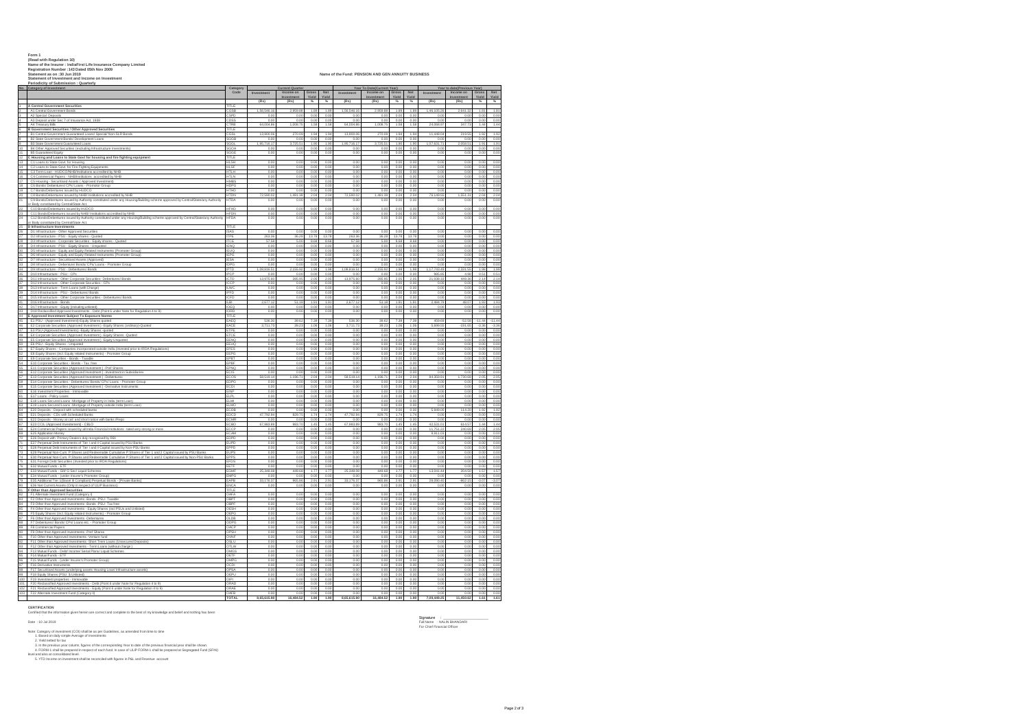**Form 1**
**(Read with Regulation 10)**
**Name of the Insurer : IndiaFirst Life Insurance Company Limited**
**Registration Number :143 Dated 05th Nov 2009**
**Statement as on :30 Jun 2019**
**Statement of Investment and Income on Investment**
**Periodicity of Submission : Quarterly**

**Name of the Fund: PENSION AND GEN ANNUITY BUSINESS**

| No. | Category of Investment | Category Code | Current Quarter | | | | Year To Date(Current Year) | | | | Year to date(Previous Year) | | | |
|---|---|---|---|---|---|---|---|---|---|---|---|---|---|---|
| | | | Investment | Income on Investment | Gross Yield | Net Yield | Investment | Income on Investment | Gross Yield | Net Yield | Investment | Income on Investment | Gross Yield | Net Yield |
| | | | (Rs) | (Rs) | % | % | (Rs) | (Rs) | % | % | (Rs) | (Rs) | % | % |
| 1 | A Central Government Securities | TITLE | | | | | | | | | | | | |
| 2 | A1 Central Government Bonds | CGSB | 1,46,546.26 | 2,850.84 | 1.89 | 1.89 | 1,46,546.26 | 2,850.84 | 1.89 | 1.89 | 1,46,105.26 | 2,681.32 | 1.81 | 1.81 |
| 3 | A2 Special Deposits | CSPD | 0.00 | 0.00 | 0.00 | 0.00 | 0.00 | 0.00 | 0.00 | 0.00 | 0.00 | 0.00 | 0.00 | 0.00 |
| 4 | A3 Deposit under Sec 7 of Insurance Act, 1938 | CDSS | 0.00 | 0.00 | 0.00 | 0.00 | 0.00 | 0.00 | 0.00 | 0.00 | 0.00 | 0.00 | 0.00 | 0.00 |
| 5 | A4 Treasury Bills | CTRB | 64,004.91 | 1,006.75 | 1.58 | 1.58 | 64,004.91 | 1,006.75 | 1.58 | 1.58 | 24,066.07 | 347.73 | 1.44 | 1.44 |
| 6 | B Government Securities / Other Approved Securities | TITLE | | | | | | | | | | | | |
| 7 | B1 Central Government Guaranteed Loans/ Special/ Non-SLR Bonds | CGSL | 13,900.06 | 270.09 | 1.94 | 1.94 | 13,900.06 | 270.09 | 1.94 | 1.94 | 11,449.04 | 219.58 | 1.92 | 1.92 |
| 8 | B2 State Government Bonds/ Development Loans | SGGB | 0.00 | 0.00 | 0.00 | 0.00 | 0.00 | 0.00 | 0.00 | 0.00 | 0.00 | 0.00 | 0.00 | 0.00 |
| 9 | B3 State Government Guaranteed Loans | SGGL | 1,95,716.17 | 3,725.61 | 1.90 | 1.90 | 1,95,716.17 | 3,725.61 | 1.90 | 1.90 | 1,07,631.71 | 2,058.51 | 1.91 | 1.91 |
| 10 | B4 Other Approved Securities (excluding Infrastructure Investments) | SGOA | 0.00 | 0.00 | 0.00 | 0.00 | 0.00 | 0.00 | 0.00 | 0.00 | 0.00 | 0.00 | 0.00 | 0.00 |
| 11 | B5 Guaranteed Equity | SGGE | 0.00 | 0.00 | 0.00 | 0.00 | 0.00 | 0.00 | 0.00 | 0.00 | 0.00 | 0.00 | 0.00 | 0.00 |
| 12 | C Housing and Loans to State Govt for housing and fire fighting equipment | TITLE | | | | | | | | | | | | |
| 13 | C1 Loans to State Govt. for Housing | HLSH | 0.00 | 0.00 | 0.00 | 0.00 | 0.00 | 0.00 | 0.00 | 0.00 | 0.00 | 0.00 | 0.00 | 0.00 |
| 14 | C2 Loans to State Govt. for Fire Fighting Equipments | HLSF | 0.00 | 0.00 | 0.00 | 0.00 | 0.00 | 0.00 | 0.00 | 0.00 | 0.00 | 0.00 | 0.00 | 0.00 |
| 15 | C3 Term Loan - HUDCO/NHB/Institutions accredited by NHB | HTLH | 0.00 | 0.00 | 0.00 | 0.00 | 0.00 | 0.00 | 0.00 | 0.00 | 0.00 | 0.00 | 0.00 | 0.00 |
| 16 | C4 Commercial Papers - NHB/Institutions accredited by NHB | HTLN | 0.00 | 0.00 | 0.00 | 0.00 | 0.00 | 0.00 | 0.00 | 0.00 | 0.00 | 0.00 | 0.00 | 0.00 |
| 17 | C5 Housing - Securitised Assets ( Approved Investment) | HMBS | 0.00 | 0.00 | 0.00 | 0.00 | 0.00 | 0.00 | 0.00 | 0.00 | 0.00 | 0.00 | 0.00 | 0.00 |
| 18 | C6 Bonds/ Debentures/ CPs/ Loans - Promotor Group | HDPG | 0.00 | 0.00 | 0.00 | 0.00 | 0.00 | 0.00 | 0.00 | 0.00 | 0.00 | 0.00 | 0.00 | 0.00 |
| 19 | C7 Bonds/Debentures issued by HUDCO | HTHD | 0.00 | 0.00 | 0.00 | 0.00 | 0.00 | 0.00 | 0.00 | 0.00 | 0.00 | 0.00 | 0.00 | 0.00 |
| 20 | C8 Bonds/Debentures issued by NHB/ Institutions accredited by NHB | HTDN | 72,560.03 | 1,481.38 | 2.04 | 2.04 | 72,560.03 | 1,481.38 | 2.04 | 2.04 | 76,149.54 | 1,551.33 | 2.04 | 2.04 |
| 21 | C9 Bonds/Debentures issued by Authority constituted under any Housing/Building scheme approved by Central/State/any Authority or Body constituted by Central/State Act | HTDA | 0.00 | 0.00 | 0.00 | 0.00 | 0.00 | 0.00 | 0.00 | 0.00 | 0.00 | 0.00 | 0.00 | 0.00 |
| 22 | C10 Bonds/Debentures issued by HUDCO | HFHD | 0.00 | 0.00 | 0.00 | 0.00 | 0.00 | 0.00 | 0.00 | 0.00 | 0.00 | 0.00 | 0.00 | 0.00 |
| 23 | C11 Bonds/Debentures issued by NHB/Institutions accredited by NHB | HFDN | 0.00 | 0.00 | 0.00 | 0.00 | 0.00 | 0.00 | 0.00 | 0.00 | 0.00 | 0.00 | 0.00 | 0.00 |
| 24 | C12 Bonds/Debentures issued by Authority constituted under any Housing/Building scheme approved by Central/State/any Authority or Body constituted by Central/State Act | HFDA | 0.00 | 0.00 | 0.00 | 0.00 | 0.00 | 0.00 | 0.00 | 0.00 | 0.00 | 0.00 | 0.00 | 0.00 |
| 25 | D Infrastructure Investments | TITLE | | | | | | | | | | | | |
| 26 | D1 Infrastructure - Other Approved Securities | ISAS | 0.00 | 0.00 | 0.00 | 0.00 | 0.00 | 0.00 | 0.00 | 0.00 | 0.00 | 0.00 | 0.00 | 0.00 |
| 27 | D2 Infrastructure - PSU - Equity shares - Quoted | ITPE | 263.36 | 36.28 | 13.78 | 13.78 | 263.36 | 36.28 | 13.78 | 13.78 | 0.00 | 0.00 | 0.00 | 0.00 |
| 28 | D3 Infrastructure - Corporate Securities - Equity shares - Quoted | ITCE | 57.58 | 5.00 | 8.68 | 8.68 | 57.58 | 5.00 | 8.68 | 8.68 | 0.00 | 0.00 | 0.00 | 0.00 |
| 29 | D4 Infrastructure - PSU - Equity Shares - Unquoted | IENQ | 0.00 | 0.00 | 0.00 | 0.00 | 0.00 | 0.00 | 0.00 | 0.00 | 0.00 | 0.00 | 0.00 | 0.00 |
| 30 | D5 Infrastructure - Equity and Equity Related Instruments (Promoter Group) | IEUQ | 0.00 | 0.00 | 0.00 | 0.00 | 0.00 | 0.00 | 0.00 | 0.00 | 0.00 | 0.00 | 0.00 | 0.00 |
| 31 | D6 Infrastructure - Equity and Equity Related Instruments (Promoter Group) | IEPG | 0.00 | 0.00 | 0.00 | 0.00 | 0.00 | 0.00 | 0.00 | 0.00 | 0.00 | 0.00 | 0.00 | 0.00 |
| 32 | D7 Infrastructure - Securitised Assets (Approved) | IESA | 0.00 | 0.00 | 0.00 | 0.00 | 0.00 | 0.00 | 0.00 | 0.00 | 0.00 | 0.00 | 0.00 | 0.00 |
| 33 | D8 Infrastructure - Debenture/ Bonds/ CPs/ Loans - Promoter Group | IDPG | 0.00 | 0.00 | 0.00 | 0.00 | 0.00 | 0.00 | 0.00 | 0.00 | 0.00 | 0.00 | 0.00 | 0.00 |
| 34 | D9 Infrastructure - PSU - Debentures/ Bonds | IPTD | 1,08,816.51 | 2,155.62 | 1.98 | 1.98 | 1,08,816.51 | 2,155.62 | 1.98 | 1.98 | 1,17,755.69 | 2,331.55 | 1.98 | 1.98 |
| 35 | D10 Infrastructure - PSU - CPs | IPCP | 0.00 | 0.00 | 0.00 | 0.00 | 0.00 | 0.00 | 0.00 | 0.00 | 865.65 | 4.66 | 0.54 | 0.54 |
| 36 | D11 Infrastructure - Other Corporate Securities - Debentures/ Bonds | ICTD | 13,975.60 | 285.85 | 2.05 | 2.05 | 13,975.60 | 285.85 | 2.05 | 2.05 | 31,038.92 | 665.36 | 2.14 | 2.14 |
| 37 | D12 Infrastructure - Other Corporate Securities - CPs | ICCP | 0.00 | 0.00 | 0.00 | 0.00 | 0.00 | 0.00 | 0.00 | 0.00 | 0.00 | 0.00 | 0.00 | 0.00 |
| 38 | D13 Infrastructure - Term Loans (with Charge) | ILWC | 0.00 | 0.00 | 0.00 | 0.00 | 0.00 | 0.00 | 0.00 | 0.00 | 0.00 | 0.00 | 0.00 | 0.00 |
| 39 | D14 Infrastructure - PSU - Debentures/ Bonds | IPFD | 0.00 | 0.00 | 0.00 | 0.00 | 0.00 | 0.00 | 0.00 | 0.00 | 0.00 | 0.00 | 0.00 | 0.00 |
| 40 | D15 Infrastructure - Other Corporate Securities - Debentures/ Bonds | ICFD | 0.00 | 0.00 | 0.00 | 0.00 | 0.00 | 0.00 | 0.00 | 0.00 | 0.00 | 0.00 | 0.00 | 0.00 |
| 41 | D16 Infrastructure - Bonds | ILBI | 2,677.12 | 51.18 | 1.91 | 1.91 | 2,677.12 | 51.18 | 1.91 | 1.91 | 2,494.78 | 48.07 | 1.93 | 1.93 |
| 42 | D17 Infrastructure - Equity (including unlisted) | IOEQ | 0.00 | 0.00 | 0.00 | 0.00 | 0.00 | 0.00 | 0.00 | 0.00 | 0.00 | 0.00 | 0.00 | 0.00 |
| 43 | D18 Reclassified Approved Investments - Debt (Point 6 under Note for Regulation 4 to 9) | IORD | 0.00 | 0.00 | 0.00 | 0.00 | 0.00 | 0.00 | 0.00 | 0.00 | 0.00 | 0.00 | 0.00 | 0.00 |
| 44 | E Approved Investment Subject To Exposure Norms | TITLE | | | | | | | | | | | | |
| 45 | E1 PSU - (Approved Investment)-Equity Shares quoted | EAEQ | 536.30 | 39.62 | 7.39 | 7.39 | 536.30 | 39.62 | 7.39 | 7.39 | 459.68 | -52.58 | -11.44 | -11.44 |
| 46 | E2 Corporate Securities (Approved Investment) - Equity Shares (ordinary)-Quoted | EACE | 3,713.73 | 39.23 | 1.06 | 1.06 | 3,713.73 | 39.23 | 1.06 | 1.06 | 6,699.51 | -161.55 | -2.38 | -2.38 |
| 47 | E3 PSU-(Approved Investments) -Equity Shares -quoted | ETPE | 0.00 | 0.00 | 0.00 | 0.00 | 0.00 | 0.00 | 0.00 | 0.00 | 0.00 | 0.00 | 0.00 | 0.00 |
| 48 | E4 Corporate Securities (Approved Investment) -Equity Shares -Quoted | ETCE | 0.00 | 0.00 | 0.00 | 0.00 | 0.00 | 0.00 | 0.00 | 0.00 | 0.00 | 0.00 | 0.00 | 0.00 |
| 49 | E5 Corporate Securities (Approved Investment) - Equity Unquoted | EENQ | 0.00 | 0.00 | 0.00 | 0.00 | 0.00 | 0.00 | 0.00 | 0.00 | 0.00 | 0.00 | 0.00 | 0.00 |
| 50 | E6 PSU - Equity Shares - Unquoted | EEUQ | 0.00 | 0.00 | 0.00 | 0.00 | 0.00 | 0.00 | 0.00 | 0.00 | 0.00 | 0.00 | 0.00 | 0.00 |
| 51 | E7 Equity Shares - Companies incorporated outside India (invested prior to IRDA Regulations) | EFES | 0.00 | 0.00 | 0.00 | 0.00 | 0.00 | 0.00 | 0.00 | 0.00 | 0.00 | 0.00 | 0.00 | 0.00 |
| 52 | E8 Equity Shares (incl. Equity related Instruments) - Promoter Group | EEPG | 0.00 | 0.00 | 0.00 | 0.00 | 0.00 | 0.00 | 0.00 | 0.00 | 0.00 | 0.00 | 0.00 | 0.00 |
| 53 | E9 Corporate Securities - Bonds - Taxable | EPBT | 0.00 | 0.00 | 0.00 | 0.00 | 0.00 | 0.00 | 0.00 | 0.00 | 0.00 | 0.00 | 0.00 | 0.00 |
| 54 | E10 Corporate Securities - Bonds - Tax free | EPBF | 0.00 | 0.00 | 0.00 | 0.00 | 0.00 | 0.00 | 0.00 | 0.00 | 0.00 | 0.00 | 0.00 | 0.00 |
| 55 | E11 Corporate Securities (Approved Investment) - Pref Shares | EPNQ | 0.00 | 0.00 | 0.00 | 0.00 | 0.00 | 0.00 | 0.00 | 0.00 | 0.00 | 0.00 | 0.00 | 0.00 |
| 56 | E12 Corporate Securities (Approved Investment) - Investment in Subsidiaries | ECIS | 0.00 | 0.00 | 0.00 | 0.00 | 0.00 | 0.00 | 0.00 | 0.00 | 0.00 | 0.00 | 0.00 | 0.00 |
| 57 | E13 Corporate Securities (Approved Investment) - Debentures | ECOS | 58,518.14 | 1,196.71 | 2.04 | 2.04 | 58,518.14 | 1,196.71 | 2.04 | 2.04 | 84,359.91 | 1,730.66 | 2.05 | 2.05 |
| 58 | E14 Corporate Securities - Debentures/ Bonds/ CPs/ Loan - Promoter Group | EDPG | 0.00 | 0.00 | 0.00 | 0.00 | 0.00 | 0.00 | 0.00 | 0.00 | 0.00 | 0.00 | 0.00 | 0.00 |
| 59 | E15 Corporate Securities (Approved Investment) - Derivative Instruments | ECDI | 0.00 | 0.00 | 0.00 | 0.00 | 0.00 | 0.00 | 0.00 | 0.00 | 0.00 | 0.00 | 0.00 | 0.00 |
| 60 | E16 Investment Properties - Immovable | EINP | 0.00 | 0.00 | 0.00 | 0.00 | 0.00 | 0.00 | 0.00 | 0.00 | 0.00 | 0.00 | 0.00 | 0.00 |
| 61 | E17 Loans - Policy Loans | ELPL | 0.00 | 0.00 | 0.00 | 0.00 | 0.00 | 0.00 | 0.00 | 0.00 | 0.00 | 0.00 | 0.00 | 0.00 |
| 62 | E18 Loans Secured Loans -Mortgage of Property in India (term Loan) | ELMI | 0.00 | 0.00 | 0.00 | 0.00 | 0.00 | 0.00 | 0.00 | 0.00 | 0.00 | 0.00 | 0.00 | 0.00 |
| 63 | E19 Loans Secured Loans -Mortgage of Property outside India (term Loan) | ELMO | 0.00 | 0.00 | 0.00 | 0.00 | 0.00 | 0.00 | 0.00 | 0.00 | 0.00 | 0.00 | 0.00 | 0.00 |
| 64 | E20 Deposits - Deposit with scheduled banks | ECDB | 0.00 | 0.00 | 0.00 | 0.00 | 0.00 | 0.00 | 0.00 | 0.00 | 5,949.00 | 114.20 | 1.92 | 1.92 |
| 65 | E21 Deposits - CDs with Scheduled Banks | EDCD | 47,792.94 | 829.75 | 1.74 | 1.74 | 47,792.94 | 829.75 | 1.74 | 1.74 | 0.00 | 0.00 | 0.00 | 0.00 |
| 66 | E22 Deposits - Money at call and short notice with banks /Repo | ECMR | 0.00 | 0.00 | 0.00 | 0.00 | 0.00 | 0.00 | 0.00 | 0.00 | 0.00 | 0.00 | 0.00 | 0.00 |
| 67 | E23 CCIL (Approved Investement) - CBLO | ECBO | 67,903.89 | 983.70 | 1.45 | 1.45 | 67,903.89 | 983.70 | 1.45 | 1.45 | 42,531.01 | 614.07 | 1.44 | 1.44 |
| 68 | E24 Commercial Papers issued by all India Financial Institutions rated very strong or more | ECCP | 0.00 | 0.00 | 0.00 | 0.00 | 0.00 | 0.00 | 0.00 | 0.00 | 11,751.22 | 240.60 | 2.05 | 2.05 |
| 69 | E25 Application Money | ECAM | 0.00 | 0.00 | 0.00 | 0.00 | 0.00 | 0.00 | 0.00 | 0.00 | 9,811.00 | 0.00 | 0.00 | 0.00 |
| 70 | E26 Deposit with Primary Dealers duly recognised by RBI | EDPD | 0.00 | 0.00 | 0.00 | 0.00 | 0.00 | 0.00 | 0.00 | 0.00 | 0.00 | 0.00 | 0.00 | 0.00 |
| 71 | E27 Perpetual Debt Instruments of Tier I and II Capital issued by PSU Banks | EUPD | 0.00 | 0.00 | 0.00 | 0.00 | 0.00 | 0.00 | 0.00 | 0.00 | 0.00 | 0.00 | 0.00 | 0.00 |
| 72 | E28 Perpetual Debt Instruments of Tier I and II Capital issued by Non-PSU Banks | EPPD | 0.00 | 0.00 | 0.00 | 0.00 | 0.00 | 0.00 | 0.00 | 0.00 | 0.00 | 0.00 | 0.00 | 0.00 |
| 73 | E29 Perpetual Non-Cum. P.Shares and Redeemable Cumulative P.Shares of Tier 1 and 2 Capital issued by PSU Banks | EUPS | 0.00 | 0.00 | 0.00 | 0.00 | 0.00 | 0.00 | 0.00 | 0.00 | 0.00 | 0.00 | 0.00 | 0.00 |
| 74 | E30 Perpetual Non-Cum. P.Shares and Redeemable Cumulative P.Shares of Tier 1 and 2 Capital issued by Non-PSU Banks | EPPS | 0.00 | 0.00 | 0.00 | 0.00 | 0.00 | 0.00 | 0.00 | 0.00 | 0.00 | 0.00 | 0.00 | 0.00 |
| 75 | E31 Foreign Debt Securities (invested prior to IRDA Regulations) | EFDS | 0.00 | 0.00 | 0.00 | 0.00 | 0.00 | 0.00 | 0.00 | 0.00 | 0.00 | 0.00 | 0.00 | 0.00 |
| 76 | E32 Mutual Funds - ETF | EETF | 0.00 | 0.00 | 0.00 | 0.00 | 0.00 | 0.00 | 0.00 | 0.00 | 0.00 | 0.00 | 0.00 | 0.00 |
| 77 | E33 Mutual Funds - Gilt/ G Sec/ Liquid Schemes | EGMF | 25,389.18 | 449.50 | 1.77 | 1.77 | 25,389.18 | 449.50 | 1.77 | 1.77 | 13,061.44 | 204.51 | 1.57 | 1.57 |
| 78 | E34 Mutual Funds - (under Insurer's Promoter Group) | EMPG | 0.00 | 0.00 | 0.00 | 0.00 | 0.00 | 0.00 | 0.00 | 0.00 | 0.00 | 0.00 | 0.00 | 0.00 |
| 79 | E35 Additional Tier 1(Basel III Compliant) Perpetual Bonds - [Private Banks] | EAPB | 33,174.37 | 865.66 | 2.61 | 2.61 | 33,174.37 | 865.66 | 2.61 | 2.61 | 28,090.65 | -862.53 | -3.07 | -3.07 |
| 80 | E36 Net Current Assets (Only in respect of ULIP Business) | ENCA | 0.00 | 0.00 | 0.00 | 0.00 | 0.00 | 0.00 | 0.00 | 0.00 | 0.00 | 0.00 | 0.00 | 0.00 |
| 81 | F Other than Approved Securities | TITLE | | | | | | | | | | | | |
| 82 | F1 Alternate Investment Fund (Category I) | OAFA | 0.00 | 0.00 | 0.00 | 0.00 | 0.00 | 0.00 | 0.00 | 0.00 | 0.00 | 0.00 | 0.00 | 0.00 |
| 83 | F2 Other than Approved Investments -Bonds -PSU- Taxable | OBPT | 0.00 | 0.00 | 0.00 | 0.00 | 0.00 | 0.00 | 0.00 | 0.00 | 0.00 | 0.00 | 0.00 | 0.00 |
| 84 | F3 Other than Approved Investments -Bonds -PSU- Tax free | OBPF | 0.00 | 0.00 | 0.00 | 0.00 | 0.00 | 0.00 | 0.00 | 0.00 | 0.00 | 0.00 | 0.00 | 0.00 |
| 85 | F4 Other than Approved Investments - Equity Shares (incl PSUs and Unlisted) | OESH | 0.00 | 0.00 | 0.00 | 0.00 | 0.00 | 0.00 | 0.00 | 0.00 | 0.00 | 0.00 | 0.00 | 0.00 |
| 86 | F5 Equity Shares (incl. Equity related Instruments) - Promoter Group | OEPG | 0.00 | 0.00 | 0.00 | 0.00 | 0.00 | 0.00 | 0.00 | 0.00 | 0.00 | 0.00 | 0.00 | 0.00 |
| 87 | F6 Other than Approved Investments -Debentures | OLDB | 0.00 | 0.00 | 0.00 | 0.00 | 0.00 | 0.00 | 0.00 | 0.00 | 0.00 | 0.00 | 0.00 | 0.00 |
| 88 | F7 Debentures/ Bonds/ CPs/ Loans etc. - Promoter Group | ODPG | 0.00 | 0.00 | 0.00 | 0.00 | 0.00 | 0.00 | 0.00 | 0.00 | 0.00 | 0.00 | 0.00 | 0.00 |
| 89 | F8 Commercial Papers | OACP | 0.00 | 0.00 | 0.00 | 0.00 | 0.00 | 0.00 | 0.00 | 0.00 | 0.00 | 0.00 | 0.00 | 0.00 |
| 90 | F9 Other than Approved Investments -Pref Shares | OPSH | 0.00 | 0.00 | 0.00 | 0.00 | 0.00 | 0.00 | 0.00 | 0.00 | 0.00 | 0.00 | 0.00 | 0.00 |
| 91 | F10 Other than Approved Investments -Venture fund | OVNF | 0.00 | 0.00 | 0.00 | 0.00 | 0.00 | 0.00 | 0.00 | 0.00 | 0.00 | 0.00 | 0.00 | 0.00 |
| 92 | F11 Other than Approved Investments -Short Trem Loans (Unsecured Deposits) | OSLU | 0.00 | 0.00 | 0.00 | 0.00 | 0.00 | 0.00 | 0.00 | 0.00 | 0.00 | 0.00 | 0.00 | 0.00 |
| 93 | F12 Other than Approved Investments - Term Loans (without charge ) | OTLW | 0.00 | 0.00 | 0.00 | 0.00 | 0.00 | 0.00 | 0.00 | 0.00 | 0.00 | 0.00 | 0.00 | 0.00 |
| 94 | F13 Mutual Funds - Debt/ Income/ Serial Plans/ Liquid Schemes | OMGS | 0.00 | 0.00 | 0.00 | 0.00 | 0.00 | 0.00 | 0.00 | 0.00 | 0.00 | 0.00 | 0.00 | 0.00 |
| 95 | F14 Mutual Funds - ETF | OETF | 0.00 | 0.00 | 0.00 | 0.00 | 0.00 | 0.00 | 0.00 | 0.00 | 0.00 | 0.00 | 0.00 | 0.00 |
| 96 | F15 Mutual Funds - (under Insurer's Promoter Group) | OMPG | 0.00 | 0.00 | 0.00 | 0.00 | 0.00 | 0.00 | 0.00 | 0.00 | 0.00 | 0.00 | 0.00 | 0.00 |
| 97 | F16 Derivative Instruments | OCDI | 0.00 | 0.00 | 0.00 | 0.00 | 0.00 | 0.00 | 0.00 | 0.00 | 0.00 | 0.00 | 0.00 | 0.00 |
| 98 | F17 Securitised Assets (underlying assets Housing Loan/ Infrastructure assets) | OPSA | 0.00 | 0.00 | 0.00 | 0.00 | 0.00 | 0.00 | 0.00 | 0.00 | 0.00 | 0.00 | 0.00 | 0.00 |
| 99 | F18 Equity Shares (PSU $ Unlisted) | OEPU | 0.00 | 0.00 | 0.00 | 0.00 | 0.00 | 0.00 | 0.00 | 0.00 | 0.00 | 0.00 | 0.00 | 0.00 |
| 100 | F19 Investment properties - Immovable | OIPI | 0.00 | 0.00 | 0.00 | 0.00 | 0.00 | 0.00 | 0.00 | 0.00 | 0.00 | 0.00 | 0.00 | 0.00 |
| 101 | F20 Reclassified Approved Investments - Debt (Point 6 under Note for Regulation 4 to 9) | ORAD | 0.00 | 0.00 | 0.00 | 0.00 | 0.00 | 0.00 | 0.00 | 0.00 | 0.00 | 0.00 | 0.00 | 0.00 |
| 102 | F21 Reclassified Approved Investments - Equity (Point 6 under Note for Regulation 4 to 9) | ORAE | 0.00 | 0.00 | 0.00 | 0.00 | 0.00 | 0.00 | 0.00 | 0.00 | 0.00 | 0.00 | 0.00 | 0.00 |
| 103 | F22 Alternate Investment Fund (Category II) | OAFB | 0.00 | 0.00 | 0.00 | 0.00 | 0.00 | 0.00 | 0.00 | 0.00 | 0.00 | 0.00 | 0.00 | 0.00 |
| | | TOTAL | 8,65,615.90 | 16,484.52 | 1.90 | 1.90 | 8,65,615.90 | 16,484.52 | 1.90 | 1.90 | 7,09,449.25 | 11,450.62 | 1.61 | 1.61 |

**CERTIFICATION**
Certified that the information given herein are correct and complete to the best of my knowledge and belief and nothing has been

Date : 10 Jul 2019

Signature : ____________
Full Name : NALIN BHANDARI
For Chief Financial Officer

Note: Category of investment (COI) shall be as per Guidelines, as amended from time to time
1. Based on daily simple Average of Investments
2. Yield netted for tax
3. In the previous year column, figures of the corresponding Year to date of the previous financial year shall be shown.
4. FORM-1 shall be prepared in respect of each fund. In case of ULIP FORM-1 shall be prepared at Segregated Fund (SFIN) level and also at consolidated level.
5. YTD income on investment shall be reconciled with figures in P&L and Revenue account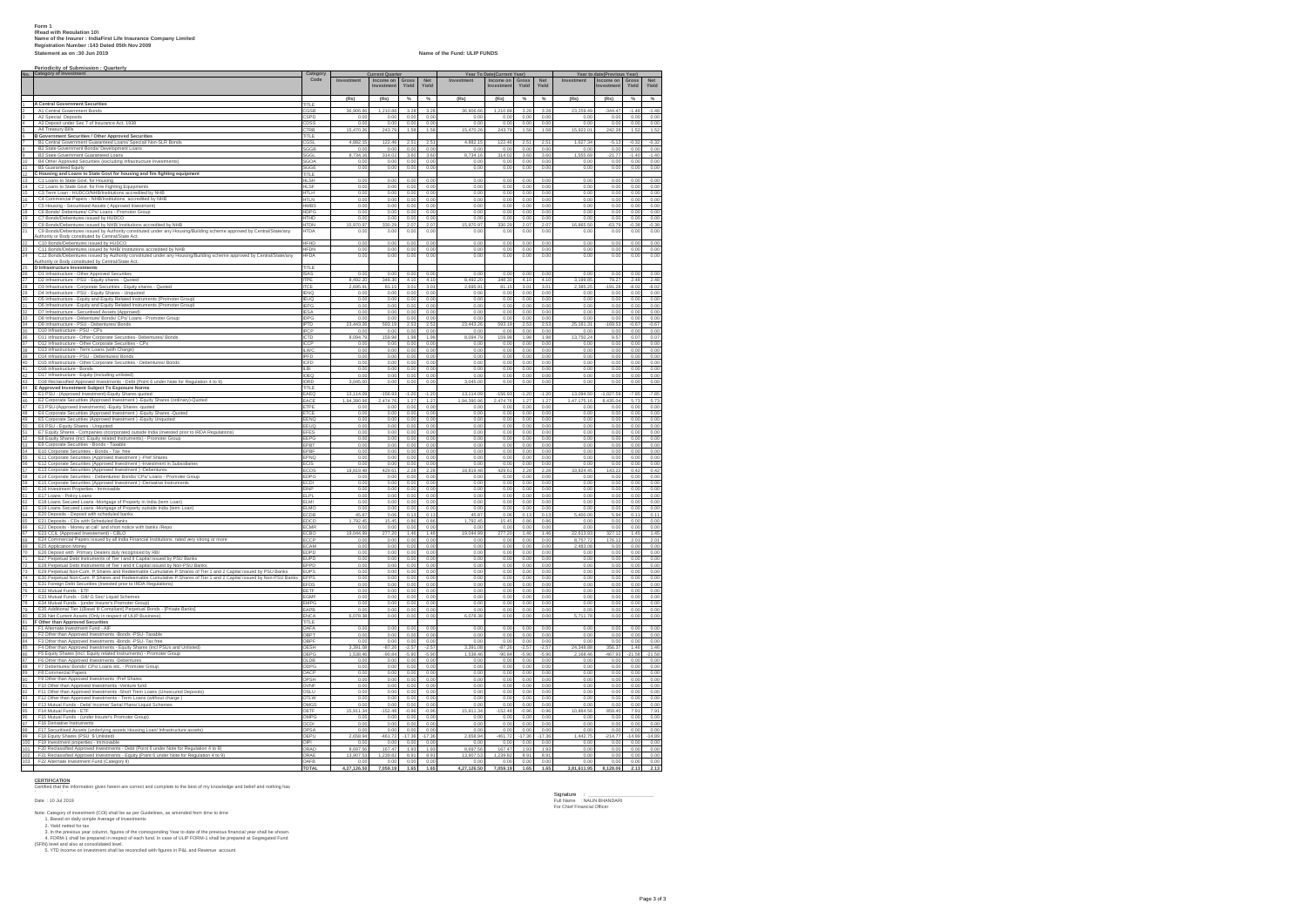**Form 1**
**(Read with Regulation 10)**
**Name of the Insurer : IndiaFirst Life Insurance Company Limited**
**Registration Number :143 Dated 05th Nov 2009**
**Statement as on :30 Jun 2019**

**Name of the Fund: ULIP FUNDS**

**Periodicity of Submission : Quarterly**

| No. | Category of Investment | Category Code | Current Quarter | | | | Year To Date(Current Year) | | | | Year to date(Previous Year) | | | |
|---|---|---|---|---|---|---|---|---|---|---|---|---|---|---|
| | | | Investment | Income on Investment | Gross Yield | Net Yield | Investment | Income on Investment | Gross Yield | Net Yield | Investment | Income on Investment | Gross Yield | Net Yield |
| | | | (Rs) | (Rs) | % | % | (Rs) | (Rs) | % | % | (Rs) | (Rs) | % | % |
| 1 | **A Central Government Securities** | TITLE | | | | | | | | | | | | |
| 2 | A1 Central Government Bonds | CGSB | 36,906.66 | 1,210.88 | 3.28 | 3.28 | 36,906.66 | 1,210.88 | 3.28 | 3.28 | 23,259.49 | -344.47 | -1.48 | -1.48 |
| 3 | A2 Special Deposits | CSPD | 0.00 | 0.00 | 0.00 | 0.00 | 0.00 | 0.00 | 0.00 | 0.00 | 0.00 | 0.00 | 0.00 | 0.00 |
| 4 | A3 Deposit under Sec 7 of Insurance Act, 1938 | CDSS | 0.00 | 0.00 | 0.00 | 0.00 | 0.00 | 0.00 | 0.00 | 0.00 | 0.00 | 0.00 | 0.00 | 0.00 |
| 5 | A4 Treasury Bills | CTRB | 15,470.26 | 243.79 | 1.58 | 1.58 | 15,470.26 | 243.79 | 1.58 | 1.58 | 15,922.01 | 242.26 | 1.52 | 1.52 |
| 6 | **B Government Securities / Other Approved Securities** | TITLE | | | | | | | | | | | | |
| 7 | B1 Central Government Guaranteed Loans/ Special/ Non-SLR Bonds | CGSL | 4,882.15 | 122.46 | 2.51 | 2.51 | 4,882.15 | 122.46 | 2.51 | 2.51 | 1,627.34 | -5.13 | -0.32 | -0.32 |
| 8 | B2 State Government Bonds/ Development Loans | SGGB | 0.00 | 0.00 | 0.00 | 0.00 | 0.00 | 0.00 | 0.00 | 0.00 | 0.00 | 0.00 | 0.00 | 0.00 |
| 9 | B3 State Government Guaranteed Loans | SGGL | 8,734.16 | 314.02 | 3.60 | 3.60 | 8,734.16 | 314.02 | 3.60 | 3.60 | 1,555.69 | -21.77 | -1.40 | -1.40 |
| 10 | B4 Other Approved Securities (excluding Infrastructure Investments) | SGOA | 0.00 | 0.00 | 0.00 | 0.00 | 0.00 | 0.00 | 0.00 | 0.00 | 0.00 | 0.00 | 0.00 | 0.00 |
| 11 | B5 Guaranteed Equity | SGGE | 0.00 | 0.00 | 0.00 | 0.00 | 0.00 | 0.00 | 0.00 | 0.00 | 0.00 | 0.00 | 0.00 | 0.00 |
| 12 | **C Housing and Loans to State Govt for housing and fire fighting equipment** | TITLE | | | | | | | | | | | | |
| 13 | C1 Loans to State Govt. for Housing | HLSH | 0.00 | 0.00 | 0.00 | 0.00 | 0.00 | 0.00 | 0.00 | 0.00 | 0.00 | 0.00 | 0.00 | 0.00 |
| 14 | C2 Loans to State Govt. for Fire Fighting Equipments | HLSF | 0.00 | 0.00 | 0.00 | 0.00 | 0.00 | 0.00 | 0.00 | 0.00 | 0.00 | 0.00 | 0.00 | 0.00 |
| 15 | C3 Term Loan - HUDCO/NHB/Institutions accredited by NHB | HTLH | 0.00 | 0.00 | 0.00 | 0.00 | 0.00 | 0.00 | 0.00 | 0.00 | 0.00 | 0.00 | 0.00 | 0.00 |
| 16 | C4 Commercial Papers - NHB/Institutions accredited by NHB | HTLN | 0.00 | 0.00 | 0.00 | 0.00 | 0.00 | 0.00 | 0.00 | 0.00 | 0.00 | 0.00 | 0.00 | 0.00 |
| 17 | C5 Housing - Securitised Assets ( Approved Investment) | HMBS | 0.00 | 0.00 | 0.00 | 0.00 | 0.00 | 0.00 | 0.00 | 0.00 | 0.00 | 0.00 | 0.00 | 0.00 |
| 18 | C6 Bonds/ Debentures/ CPs/ Loans - Promotor Group | HDPG | 0.00 | 0.00 | 0.00 | 0.00 | 0.00 | 0.00 | 0.00 | 0.00 | 0.00 | 0.00 | 0.00 | 0.00 |
| 19 | C7 Bonds/Debentures issued by HUDCO | HTHD | 0.00 | 0.00 | 0.00 | 0.00 | 0.00 | 0.00 | 0.00 | 0.00 | 0.00 | 0.00 | 0.00 | 0.00 |
| 20 | C8 Bonds/Debentures issued by NHB/ Institutions accredited by NHB | HTDN | 15,970.97 | 330.29 | 2.07 | 2.07 | 15,970.97 | 330.29 | 2.07 | 2.07 | 16,865.50 | -63.79 | -0.38 | -0.38 |
| 21 | C9 Bonds/Debentures issued by Authority constituted under any Housing/Building scheme approved by Central/State/any Authority or Body constituted by Central/State Act. | HTDA | 0.00 | 0.00 | 0.00 | 0.00 | 0.00 | 0.00 | 0.00 | 0.00 | 0.00 | 0.00 | 0.00 | 0.00 |
| 22 | C10 Bonds/Debentures issued by HUDCO | HFHD | 0.00 | 0.00 | 0.00 | 0.00 | 0.00 | 0.00 | 0.00 | 0.00 | 0.00 | 0.00 | 0.00 | 0.00 |
| 23 | C11 Bonds/Debentures issued by NHB/ Institutions accredited by NHB | HFDN | 0.00 | 0.00 | 0.00 | 0.00 | 0.00 | 0.00 | 0.00 | 0.00 | 0.00 | 0.00 | 0.00 | 0.00 |
| 24 | C12 Bonds/Debentures issued by Authority constituted under any Housing/Building scheme approved by Central/State/any Authority or Body constituted by Central/State Act. | HFDA | 0.00 | 0.00 | 0.00 | 0.00 | 0.00 | 0.00 | 0.00 | 0.00 | 0.00 | 0.00 | 0.00 | 0.00 |
| 25 | **D Infrastructure Investments** | TITLE | | | | | | | | | | | | |
| 26 | D1 Infrastructure - Other Approved Securities | ISAS | 0.00 | 0.00 | 0.00 | 0.00 | 0.00 | 0.00 | 0.00 | 0.00 | 0.00 | 0.00 | 0.00 | 0.00 |
| 27 | D2 Infrastructure - PSU - Equity shares - Quoted | ITPE | 8,492.20 | 348.30 | 4.10 | 4.10 | 8,492.20 | 348.30 | 4.10 | 4.10 | 3,199.85 | 79.27 | 2.48 | 2.48 |
| 28 | D3 Infrastructure - Corporate Securities - Equity shares - Quoted | ITCE | 2,695.91 | 81.15 | 3.01 | 3.01 | 2,695.91 | 81.15 | 3.01 | 3.01 | 2,385.25 | -191.28 | -8.02 | -8.02 |
| 29 | D4 Infrastructure - PSU - Equity Shares - Unquoted | IENQ | 0.00 | 0.00 | 0.00 | 0.00 | 0.00 | 0.00 | 0.00 | 0.00 | 0.00 | 0.00 | 0.00 | 0.00 |
| 30 | D5 Infrastructure - Equity and Equity Related Instruments (Promoter Group) | IEUQ | 0.00 | 0.00 | 0.00 | 0.00 | 0.00 | 0.00 | 0.00 | 0.00 | 0.00 | 0.00 | 0.00 | 0.00 |
| 31 | D6 Infrastructure - Equity and Equity Related Instruments (Promoter Group) | IEPG | 0.00 | 0.00 | 0.00 | 0.00 | 0.00 | 0.00 | 0.00 | 0.00 | 0.00 | 0.00 | 0.00 | 0.00 |
| 32 | D7 Infrastructure - Securitised Assets (Approved) | IESA | 0.00 | 0.00 | 0.00 | 0.00 | 0.00 | 0.00 | 0.00 | 0.00 | 0.00 | 0.00 | 0.00 | 0.00 |
| 33 | D8 Infrastructure - Debenture/ Bonds/ CPs/ Loans - Promoter Group | IDPG | 0.00 | 0.00 | 0.00 | 0.00 | 0.00 | 0.00 | 0.00 | 0.00 | 0.00 | 0.00 | 0.00 | 0.00 |
| 34 | D9 Infrastructure - PSU - Debentures/ Bonds | IPTD | 23,443.38 | 593.19 | 2.53 | 2.53 | 23,443.38 | 593.19 | 2.53 | 2.53 | 25,261.31 | -168.53 | -0.67 | -0.67 |
| 35 | D10 Infrastructure - PSU - CPs | IPCP | 0.00 | 0.00 | 0.00 | 0.00 | 0.00 | 0.00 | 0.00 | 0.00 | 0.00 | 0.00 | 0.00 | 0.00 |
| 36 | D11 Infrastructure - Other Corporate Securities- Debentures/ Bonds | ICTD | 8,084.79 | 159.98 | 1.98 | 1.98 | 8,084.79 | 159.98 | 1.98 | 1.98 | 13,756.24 | 9.57 | 0.07 | 0.07 |
| 37 | D12 Infrastructure - Other Corporate Securities - CPs | ICCP | 0.00 | 0.00 | 0.00 | 0.00 | 0.00 | 0.00 | 0.00 | 0.00 | 0.00 | 0.00 | 0.00 | 0.00 |
| 38 | D13 Infrastructure - Term Loans (with Charge) | ILWC | 0.00 | 0.00 | 0.00 | 0.00 | 0.00 | 0.00 | 0.00 | 0.00 | 0.00 | 0.00 | 0.00 | 0.00 |
| 39 | D14 Infrastructure - PSU - Debentures/ Bonds | IPFD | 0.00 | 0.00 | 0.00 | 0.00 | 0.00 | 0.00 | 0.00 | 0.00 | 0.00 | 0.00 | 0.00 | 0.00 |
| 40 | D15 Infrastructure - Other Corporate Securities - Debentures/ Bonds | ICFD | 0.00 | 0.00 | 0.00 | 0.00 | 0.00 | 0.00 | 0.00 | 0.00 | 0.00 | 0.00 | 0.00 | 0.00 |
| 41 | D16 Infrastructure - Bonds | ILBI | 0.00 | 0.00 | 0.00 | 0.00 | 0.00 | 0.00 | 0.00 | 0.00 | 0.00 | 0.00 | 0.00 | 0.00 |
| 42 | D17 Infrastructure - Equity (including unlisted) | IOEQ | 0.00 | 0.00 | 0.00 | 0.00 | 0.00 | 0.00 | 0.00 | 0.00 | 0.00 | 0.00 | 0.00 | 0.00 |
| 43 | D18 Reclassified Approved Investments - Debt (Point 6 under Note for Regulation 4 to 9) | IORD | 3,045.00 | 0.00 | 0.00 | 0.00 | 3,045.00 | 0.00 | 0.00 | 0.00 | 0.00 | 0.00 | 0.00 | 0.00 |
| 44 | **E Approved Investment Subject To Exposure Norms** | TITLE | | | | | | | | | | | | |
| 45 | E1 PSU - (Approved Investment)-Equity Shares quoted | EAEQ | 13,114.09 | -156.93 | -1.20 | -1.20 | 13,114.09 | -156.93 | -1.20 | -1.20 | 13,094.50 | -1,027.59 | -7.85 | -7.85 |
| 46 | E2 Corporate Securities (Approved Investment ) -Equity Shares (ordinary)-Quoted | EACE | 1,94,390.96 | 2,474.76 | 1.27 | 1.27 | 1,94,390.96 | 2,474.76 | 1.27 | 1.27 | 1,47,175.16 | 8,435.04 | 5.73 | 5.73 |
| 47 | E3 PSU-(Approved Investments) -Equity Shares -quoted | ETPE | 0.00 | 0.00 | 0.00 | 0.00 | 0.00 | 0.00 | 0.00 | 0.00 | 0.00 | 0.00 | 0.00 | 0.00 |
| 48 | E4 Corporate Securities (Approved Investment ) -Equity Shares -Quoted | ETCE | 0.00 | 0.00 | 0.00 | 0.00 | 0.00 | 0.00 | 0.00 | 0.00 | 0.00 | 0.00 | 0.00 | 0.00 |
| 49 | E5 Corporate Securities (Approved Investment ) -Equity Unquoted | EENQ | 0.00 | 0.00 | 0.00 | 0.00 | 0.00 | 0.00 | 0.00 | 0.00 | 0.00 | 0.00 | 0.00 | 0.00 |
| 50 | E6 PSU - Equity Shares - Unquoted | EEUQ | 0.00 | 0.00 | 0.00 | 0.00 | 0.00 | 0.00 | 0.00 | 0.00 | 0.00 | 0.00 | 0.00 | 0.00 |
| 51 | E7 Equity Shares - Companies incorporated outside India (invested prior to IRDA Regulations) | EFES | 0.00 | 0.00 | 0.00 | 0.00 | 0.00 | 0.00 | 0.00 | 0.00 | 0.00 | 0.00 | 0.00 | 0.00 |
| 52 | E8 Equity Shares (incl. Equity related Instruments) - Promoter Group | EEPG | 0.00 | 0.00 | 0.00 | 0.00 | 0.00 | 0.00 | 0.00 | 0.00 | 0.00 | 0.00 | 0.00 | 0.00 |
| 53 | E9 Corporate Securities - Bonds - Taxable | EPBT | 0.00 | 0.00 | 0.00 | 0.00 | 0.00 | 0.00 | 0.00 | 0.00 | 0.00 | 0.00 | 0.00 | 0.00 |
| 54 | E10 Corporate Securities - Bonds - Tax free | EPBF | 0.00 | 0.00 | 0.00 | 0.00 | 0.00 | 0.00 | 0.00 | 0.00 | 0.00 | 0.00 | 0.00 | 0.00 |
| 55 | E11 Corporate Securities (Approved Investment ) -Pref Shares | EPNQ | 0.00 | 0.00 | 0.00 | 0.00 | 0.00 | 0.00 | 0.00 | 0.00 | 0.00 | 0.00 | 0.00 | 0.00 |
| 56 | E12 Corporate Securities (Approved Investment ) -Investment in Subsidiaries | ECIS | 0.00 | 0.00 | 0.00 | 0.00 | 0.00 | 0.00 | 0.00 | 0.00 | 0.00 | 0.00 | 0.00 | 0.00 |
| 57 | E13 Corporate Securities (Approved Investment ) -Debentures | ECOS | 18,819.48 | 429.61 | 2.28 | 2.28 | 18,819.48 | 429.61 | 2.28 | 2.28 | 33,924.45 | 143.22 | 0.42 | 0.42 |
| 58 | E14 Corporate Securities - Debentures/ Bonds/ CPs/ Loans - Promoter Group | EDPG | 0.00 | 0.00 | 0.00 | 0.00 | 0.00 | 0.00 | 0.00 | 0.00 | 0.00 | 0.00 | 0.00 | 0.00 |
| 59 | E15 Corporate Securities (Approved Investment ) -Derivative Instruments | ECDI | 0.00 | 0.00 | 0.00 | 0.00 | 0.00 | 0.00 | 0.00 | 0.00 | 0.00 | 0.00 | 0.00 | 0.00 |
| 60 | E16 Investment Properties - Immovable | EINP | 0.00 | 0.00 | 0.00 | 0.00 | 0.00 | 0.00 | 0.00 | 0.00 | 0.00 | 0.00 | 0.00 | 0.00 |
| 61 | E17 Loans - Policy Loans | ELPL | 0.00 | 0.00 | 0.00 | 0.00 | 0.00 | 0.00 | 0.00 | 0.00 | 0.00 | 0.00 | 0.00 | 0.00 |
| 62 | E18 Loans Secured Loans -Mortgage of Property in India (term Loan) | ELMI | 0.00 | 0.00 | 0.00 | 0.00 | 0.00 | 0.00 | 0.00 | 0.00 | 0.00 | 0.00 | 0.00 | 0.00 |
| 63 | E19 Loans Secured Loans -Mortgage of Property outside India (term Loan) | ELMO | 0.00 | 0.00 | 0.00 | 0.00 | 0.00 | 0.00 | 0.00 | 0.00 | 0.00 | 0.00 | 0.00 | 0.00 |
| 64 | E20 Deposits - Deposit with scheduled banks | ECDB | 45.87 | 0.06 | 0.13 | 0.13 | 45.87 | 0.06 | 0.13 | 0.13 | 5,400.00 | 5.94 | 0.11 | 0.11 |
| 65 | E21 Deposits - CDs with Scheduled Banks | EDCD | 1,792.45 | 15.45 | 0.86 | 0.86 | 1,792.45 | 15.45 | 0.86 | 0.86 | 0.00 | 0.00 | 0.00 | 0.00 |
| 66 | E22 Deposits - Money at call and short notice with banks /Repo | ECMR | 0.00 | 0.00 | 0.00 | 0.00 | 0.00 | 0.00 | 0.00 | 0.00 | 0.00 | 0.00 | 0.00 | 0.00 |
| 67 | E23 CCIL (Approved Investement) - CBLO | ECBO | 19,044.99 | 277.20 | 1.46 | 1.46 | 19,044.99 | 277.20 | 1.46 | 1.46 | 22,613.83 | 327.12 | 1.45 | 1.45 |
| 68 | E24 Commercial Papers issued by all India Financial Institutions rated very strong or more | ECCP | 0.00 | 0.00 | 0.00 | 0.00 | 0.00 | 0.00 | 0.00 | 0.00 | 8,757.72 | 176.12 | 2.01 | 2.01 |
| 69 | E25 Application Money | ECAM | 0.00 | 0.00 | 0.00 | 0.00 | 0.00 | 0.00 | 0.00 | 0.00 | 2,483.08 | 0.00 | 0.00 | 0.00 |
| 70 | E26 Deposit with Primary Dealers duly recognised by RBI | EDPD | 0.00 | 0.00 | 0.00 | 0.00 | 0.00 | 0.00 | 0.00 | 0.00 | 0.00 | 0.00 | 0.00 | 0.00 |
| 71 | E27 Perpetual Debt Instruments of Tier I and II Capital issued by PSU Banks | EUPD | 0.00 | 0.00 | 0.00 | 0.00 | 0.00 | 0.00 | 0.00 | 0.00 | 0.00 | 0.00 | 0.00 | 0.00 |
| 72 | E28 Perpetual Debt Instruments of Tier I and II Capital issued by Non-PSU Banks | EPPD | 0.00 | 0.00 | 0.00 | 0.00 | 0.00 | 0.00 | 0.00 | 0.00 | 0.00 | 0.00 | 0.00 | 0.00 |
| 73 | E29 Perpetual Non-Cum. P.Shares and Redeemable Cumulative P.Shares of Tier 1 and 2 Capital issued by PSU Banks | EUPS | 0.00 | 0.00 | 0.00 | 0.00 | 0.00 | 0.00 | 0.00 | 0.00 | 0.00 | 0.00 | 0.00 | 0.00 |
| 74 | E30 Perpetual Non-Cum. P.Shares and Redeemable Cumulative P.Shares of Tier 1 and 2 Capital issued by Non-PSU Banks | EPPS | 0.00 | 0.00 | 0.00 | 0.00 | 0.00 | 0.00 | 0.00 | 0.00 | 0.00 | 0.00 | 0.00 | 0.00 |
| 75 | E31 Foreign Debt Securities (Invested prior to IRDA Regulations) | EFDS | 0.00 | 0.00 | 0.00 | 0.00 | 0.00 | 0.00 | 0.00 | 0.00 | 0.00 | 0.00 | 0.00 | 0.00 |
| 76 | E32 Mutual Funds - ETF | EETF | 0.00 | 0.00 | 0.00 | 0.00 | 0.00 | 0.00 | 0.00 | 0.00 | 0.00 | 0.00 | 0.00 | 0.00 |
| 77 | E33 Mutual Funds - Gilt/ G Sec/ Liquid Schemes | EGMF | 0.00 | 0.00 | 0.00 | 0.00 | 0.00 | 0.00 | 0.00 | 0.00 | 0.00 | 0.00 | 0.00 | 0.00 |
| 78 | E34 Mutual Funds - (under Insurer's Promoter Group) | EMPG | 0.00 | 0.00 | 0.00 | 0.00 | 0.00 | 0.00 | 0.00 | 0.00 | 0.00 | 0.00 | 0.00 | 0.00 |
| 79 | E35 Additional Tier 1(Basel III Compliant) Perpetual Bonds - [Private Banks] | EAPB | 0.00 | 0.00 | 0.00 | 0.00 | 0.00 | 0.00 | 0.00 | 0.00 | 0.00 | 0.00 | 0.00 | 0.00 |
| 80 | E36 Net Current Assets (Only in respect of ULIP Business) | ENCA | 6,078.38 | 0.00 | 0.00 | 0.00 | 6,078.38 | 0.00 | 0.00 | 0.00 | 5,711.78 | 0.00 | 0.00 | 0.00 |
| 81 | **F Other than Approved Securities** | TITLE | | | | | | | | | | | | |
| 82 | F1 Alternate Investment Fund - AIF | OAFA | 0.00 | 0.00 | 0.00 | 0.00 | 0.00 | 0.00 | 0.00 | 0.00 | 0.00 | 0.00 | 0.00 | 0.00 |
| 83 | F2 Other than Approved Investments -Bonds -PSU- Taxable | OBPT | 0.00 | 0.00 | 0.00 | 0.00 | 0.00 | 0.00 | 0.00 | 0.00 | 0.00 | 0.00 | 0.00 | 0.00 |
| 84 | F3 Other than Approved Investments -Bonds -PSU- Tax free | OBPF | 0.00 | 0.00 | 0.00 | 0.00 | 0.00 | 0.00 | 0.00 | 0.00 | 0.00 | 0.00 | 0.00 | 0.00 |
| 85 | F4 Other than Approved Investments - Equity Shares (incl PSUs and Unlisted) | OESH | 3,391.09 | -87.26 | -2.57 | -2.57 | 3,391.09 | -87.26 | -2.57 | -2.57 | 24,348.88 | 356.37 | 1.46 | 1.46 |
| 86 | F5 Equity Shares (incl. Equity related Instruments) - Promoter Group | OEPG | 1,538.46 | -90.84 | -5.90 | -5.90 | 1,538.46 | -90.84 | -5.90 | -5.90 | 2,169.46 | -467.93 | -21.56 | -21.56 |
| 87 | F6 Other than Approved Investments -Debentures | OLDB | 0.00 | 0.00 | 0.00 | 0.00 | 0.00 | 0.00 | 0.00 | 0.00 | 0.00 | 0.00 | 0.00 | 0.00 |
| 88 | F7 Debentures/ Bonds/ CPs/ Loans etc. - Promoter Group | ODPG | 0.00 | 0.00 | 0.00 | 0.00 | 0.00 | 0.00 | 0.00 | 0.00 | 0.00 | 0.00 | 0.00 | 0.00 |
| 89 | F8 Commercial Papers | OACP | 0.00 | 0.00 | 0.00 | 0.00 | 0.00 | 0.00 | 0.00 | 0.00 | 0.00 | 0.00 | 0.00 | 0.00 |
| 90 | F9 Other than Approved Investments -Pref Shares | OPSH | 0.00 | 0.00 | 0.00 | 0.00 | 0.00 | 0.00 | 0.00 | 0.00 | 0.00 | 0.00 | 0.00 | 0.00 |
| 91 | F10 Other than Approved Investments -Venture fund | OVNF | 0.00 | 0.00 | 0.00 | 0.00 | 0.00 | 0.00 | 0.00 | 0.00 | 0.00 | 0.00 | 0.00 | 0.00 |
| 92 | F11 Other than Approved Investments -Short Trem Loans (Unsecured Deposits) | OSLU | 0.00 | 0.00 | 0.00 | 0.00 | 0.00 | 0.00 | 0.00 | 0.00 | 0.00 | 0.00 | 0.00 | 0.00 |
| 93 | F12 Other than Approved Investments - Term Loans (without charge ) | OTLW | 0.00 | 0.00 | 0.00 | 0.00 | 0.00 | 0.00 | 0.00 | 0.00 | 0.00 | 0.00 | 0.00 | 0.00 |
| 94 | F13 Mutual Funds - Debt/ Income/ Serial Plans/ Liquid Schemes | OMGS | 0.00 | 0.00 | 0.00 | 0.00 | 0.00 | 0.00 | 0.00 | 0.00 | 0.00 | 0.00 | 0.00 | 0.00 |
| 95 | F14 Mutual Funds - ETF | OETF | 15,911.34 | -152.48 | -0.96 | -0.96 | 15,911.34 | -152.48 | -0.96 | -0.96 | 10,864.56 | 859.40 | 7.91 | 7.91 |
| 96 | F15 Mutual Funds - (under Insurer's Promoter Group) | OMPG | 0.00 | 0.00 | 0.00 | 0.00 | 0.00 | 0.00 | 0.00 | 0.00 | 0.00 | 0.00 | 0.00 | 0.00 |
| 97 | F16 Derivative Instruments | OCDI | 0.00 | 0.00 | 0.00 | 0.00 | 0.00 | 0.00 | 0.00 | 0.00 | 0.00 | 0.00 | 0.00 | 0.00 |
| 98 | F17 Securitised Assets (underlying assets Housing Loan/ Infrastructure assets) | OPSA | 0.00 | 0.00 | 0.00 | 0.00 | 0.00 | 0.00 | 0.00 | 0.00 | 0.00 | 0.00 | 0.00 | 0.00 |
| 99 | F18 Equity Shares (PSU -$ Unlisted) | OEPU | 2,658.94 | -461.72 | -17.36 | -17.36 | 2,658.94 | -461.72 | -17.36 | -17.36 | 1,442.75 | -214.77 | -14.89 | -14.89 |
| 100 | F19 Investment properties - Immovable | OIPI | 0.00 | 0.00 | 0.00 | 0.00 | 0.00 | 0.00 | 0.00 | 0.00 | 0.00 | 0.00 | 0.00 | 0.00 |
| 101 | F20 Reclassified Approved Investments - Debt (Point 6 under Note for Regulation 4 to 9) | ORAD | 8,697.56 | 167.47 | 1.93 | 1.93 | 8,697.56 | 167.47 | 1.93 | 1.93 | 0.00 | 0.00 | 0.00 | 0.00 |
| 102 | F21 Reclassified Approved Investments - Equity (Point 6 under Note for Regulation 4 to 9) | ORAE | 13,907.53 | 1,239.82 | 8.91 | 8.91 | 13,907.53 | 1,239.82 | 8.91 | 8.91 | 0.00 | 0.00 | 0.00 | 0.00 |
| 103 | F22 Alternate Investment Fund (Category II) | OAFB | 0.00 | 0.00 | 0.00 | 0.00 | 0.00 | 0.00 | 0.00 | 0.00 | 0.00 | 0.00 | 0.00 | 0.00 |
| | | **TOTAL** | **4,27,126.50** | **7,059.19** | **1.65** | **1.65** | **4,27,126.50** | **7,059.19** | **1.65** | **1.65** | **3,81,611.95** | **8,126.96** | **2.13** | **2.13** |

**CERTIFICATION**
Certified that the information given herein are correct and complete to the best of my knowledge and belief and nothing has

Date : 10 Jul 2019

Signature : ______________
Full Name : NALIN BHANDARI
For Chief Financial Officer

Note: Category of investment (COI) shall be as per Guidelines, as amended from time to time
1. Based on daily simple Average of Investments
2. Yield netted for tax
3. In the previous year column, figures of the corresponding Year to date of the previous financial year shall be shown.
4. FORM-1 shall be prepared in respect of each fund. In case of ULIP FORM-1 shall be prepared at Segregated Fund (SFIN) level and also at consolidated level.
5. YTD income on investment shall be reconciled with figures in P&L and Revenue account